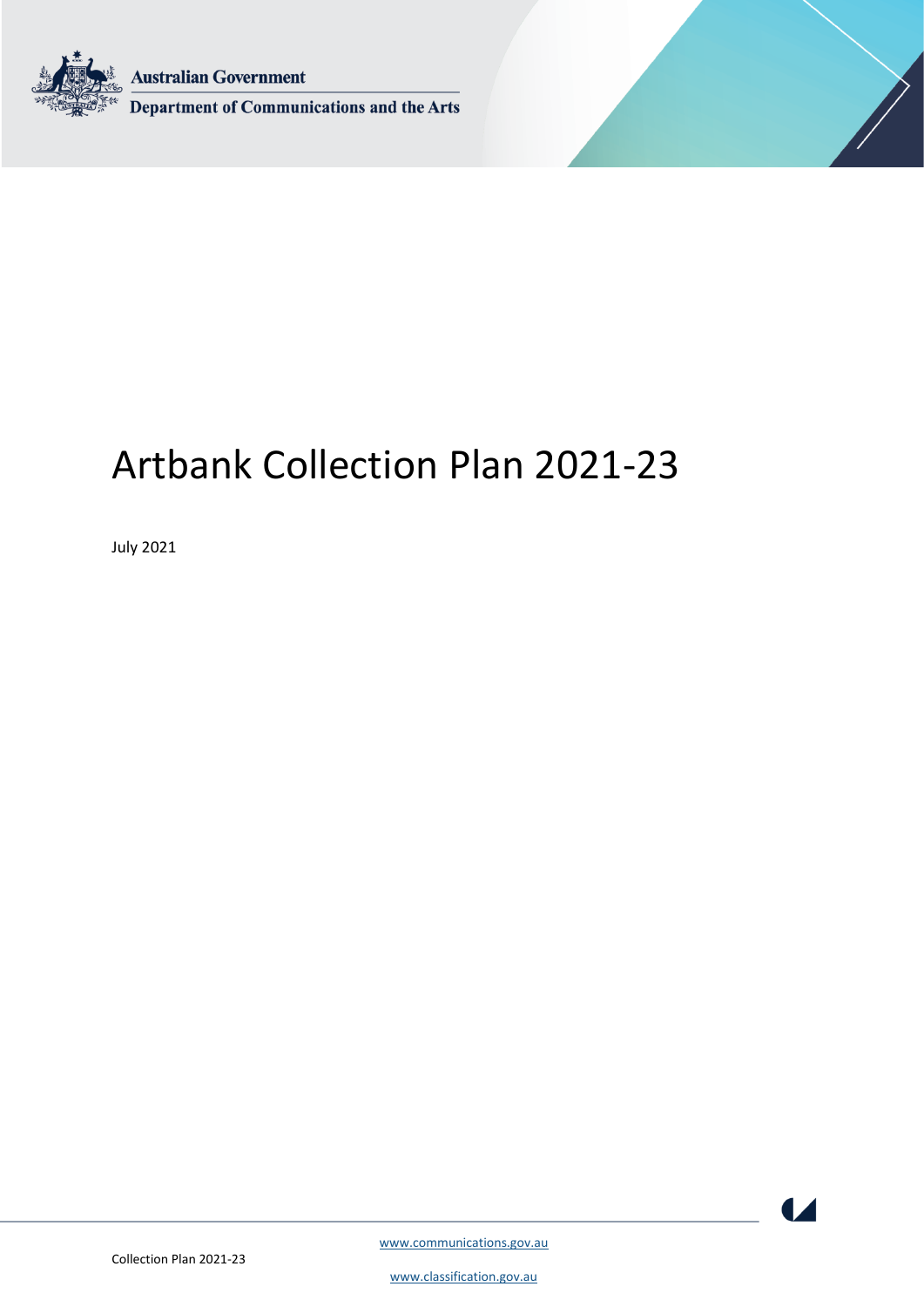Australian Government

Department of Communications and the Arts

# Artbank Collection Plan 2021-23

July 2021

www.communications.gov.au

www.classification.gov.au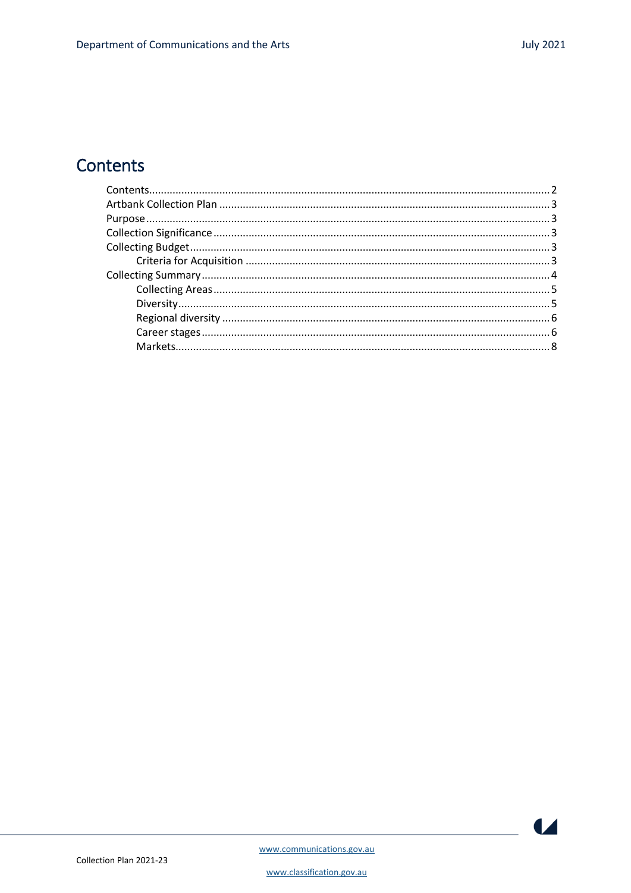# Contents

- Contents 2
- Artbank Collection Plan 3
- Purpose 3
- Collection Significance 3
- Collecting Budget 3
  - Criteria for Acquisition 3
- Collecting Summary 4
  - Collecting Areas 5
  - Diversity 5
  - Regional diversity 6
  - Career stages 6
  - Markets 8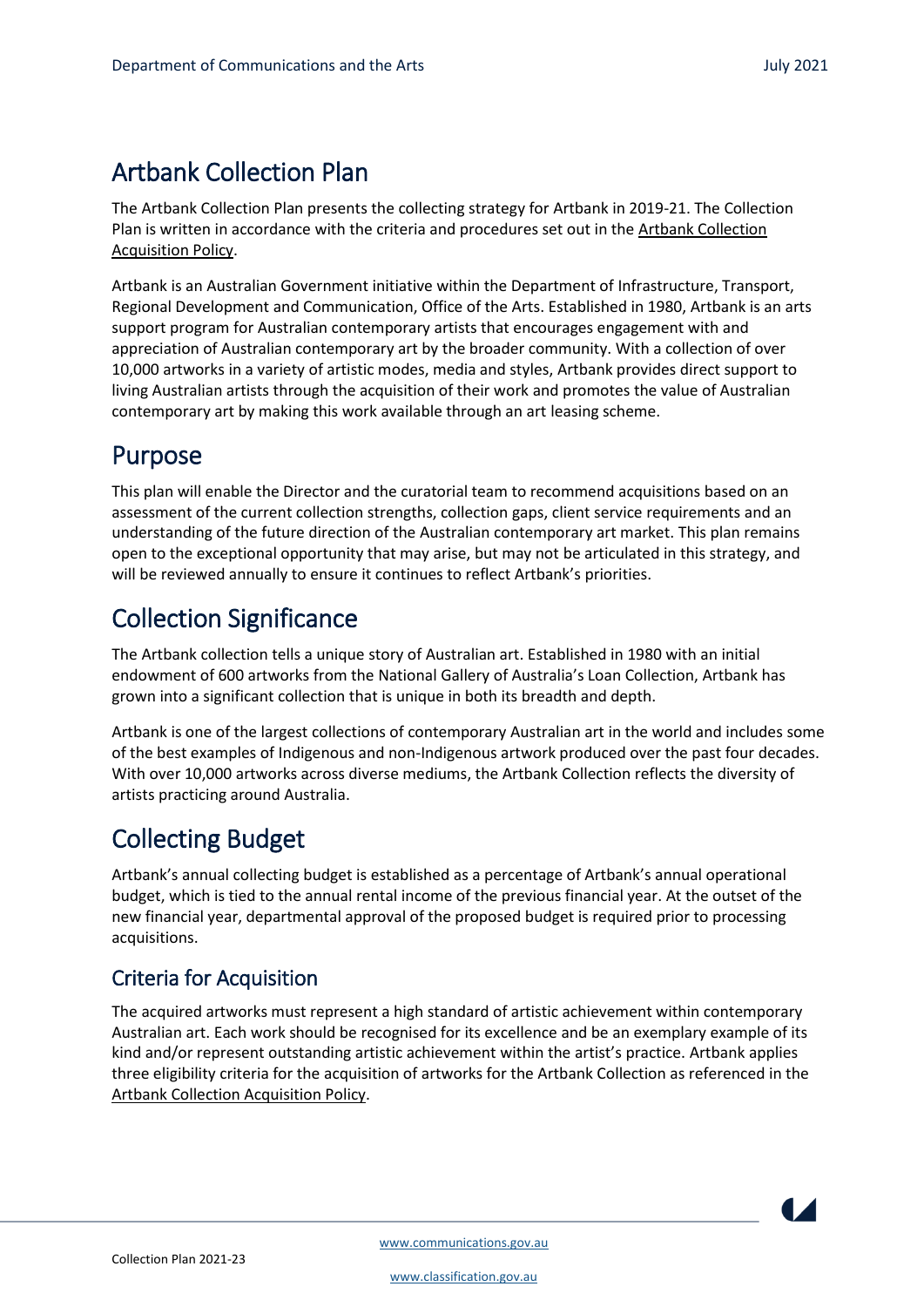# Artbank Collection Plan

The Artbank Collection Plan presents the collecting strategy for Artbank in 2019-21. The Collection Plan is written in accordance with the criteria and procedures set out in the Artbank Collection Acquisition Policy.

Artbank is an Australian Government initiative within the Department of Infrastructure, Transport, Regional Development and Communication, Office of the Arts. Established in 1980, Artbank is an arts support program for Australian contemporary artists that encourages engagement with and appreciation of Australian contemporary art by the broader community. With a collection of over 10,000 artworks in a variety of artistic modes, media and styles, Artbank provides direct support to living Australian artists through the acquisition of their work and promotes the value of Australian contemporary art by making this work available through an art leasing scheme.

# Purpose

This plan will enable the Director and the curatorial team to recommend acquisitions based on an assessment of the current collection strengths, collection gaps, client service requirements and an understanding of the future direction of the Australian contemporary art market. This plan remains open to the exceptional opportunity that may arise, but may not be articulated in this strategy, and will be reviewed annually to ensure it continues to reflect Artbank's priorities.

# Collection Significance

The Artbank collection tells a unique story of Australian art. Established in 1980 with an initial endowment of 600 artworks from the National Gallery of Australia's Loan Collection, Artbank has grown into a significant collection that is unique in both its breadth and depth.

Artbank is one of the largest collections of contemporary Australian art in the world and includes some of the best examples of Indigenous and non-Indigenous artwork produced over the past four decades. With over 10,000 artworks across diverse mediums, the Artbank Collection reflects the diversity of artists practicing around Australia.

# Collecting Budget

Artbank's annual collecting budget is established as a percentage of Artbank's annual operational budget, which is tied to the annual rental income of the previous financial year. At the outset of the new financial year, departmental approval of the proposed budget is required prior to processing acquisitions.

## Criteria for Acquisition

The acquired artworks must represent a high standard of artistic achievement within contemporary Australian art. Each work should be recognised for its excellence and be an exemplary example of its kind and/or represent outstanding artistic achievement within the artist's practice. Artbank applies three eligibility criteria for the acquisition of artworks for the Artbank Collection as referenced in the Artbank Collection Acquisition Policy.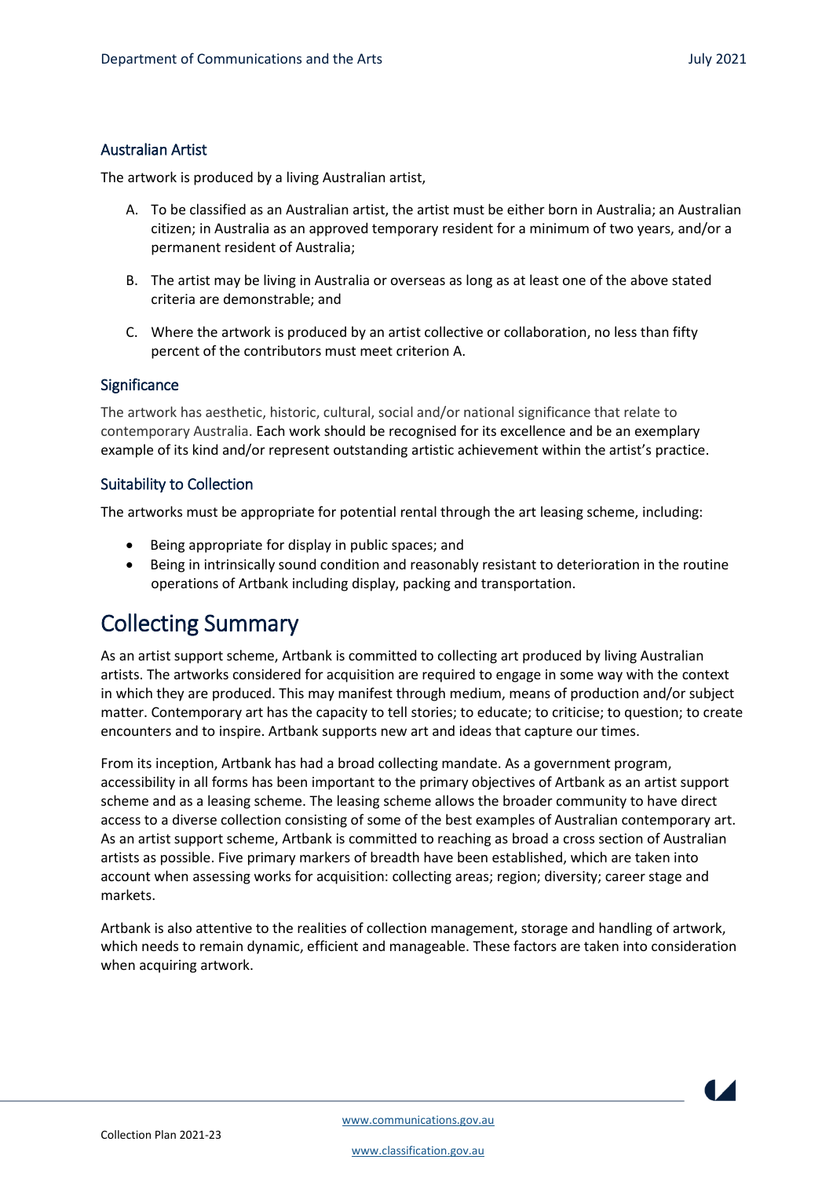### Australian Artist

The artwork is produced by a living Australian artist,

A. To be classified as an Australian artist, the artist must be either born in Australia; an Australian citizen; in Australia as an approved temporary resident for a minimum of two years, and/or a permanent resident of Australia;

B. The artist may be living in Australia or overseas as long as at least one of the above stated criteria are demonstrable; and

C. Where the artwork is produced by an artist collective or collaboration, no less than fifty percent of the contributors must meet criterion A.

### Significance

The artwork has aesthetic, historic, cultural, social and/or national significance that relate to contemporary Australia. Each work should be recognised for its excellence and be an exemplary example of its kind and/or represent outstanding artistic achievement within the artist's practice.

### Suitability to Collection

The artworks must be appropriate for potential rental through the art leasing scheme, including:

- Being appropriate for display in public spaces; and
- Being in intrinsically sound condition and reasonably resistant to deterioration in the routine operations of Artbank including display, packing and transportation.

## Collecting Summary

As an artist support scheme, Artbank is committed to collecting art produced by living Australian artists. The artworks considered for acquisition are required to engage in some way with the context in which they are produced. This may manifest through medium, means of production and/or subject matter. Contemporary art has the capacity to tell stories; to educate; to criticise; to question; to create encounters and to inspire. Artbank supports new art and ideas that capture our times.

From its inception, Artbank has had a broad collecting mandate. As a government program, accessibility in all forms has been important to the primary objectives of Artbank as an artist support scheme and as a leasing scheme. The leasing scheme allows the broader community to have direct access to a diverse collection consisting of some of the best examples of Australian contemporary art. As an artist support scheme, Artbank is committed to reaching as broad a cross section of Australian artists as possible. Five primary markers of breadth have been established, which are taken into account when assessing works for acquisition: collecting areas; region; diversity; career stage and markets.

Artbank is also attentive to the realities of collection management, storage and handling of artwork, which needs to remain dynamic, efficient and manageable. These factors are taken into consideration when acquiring artwork.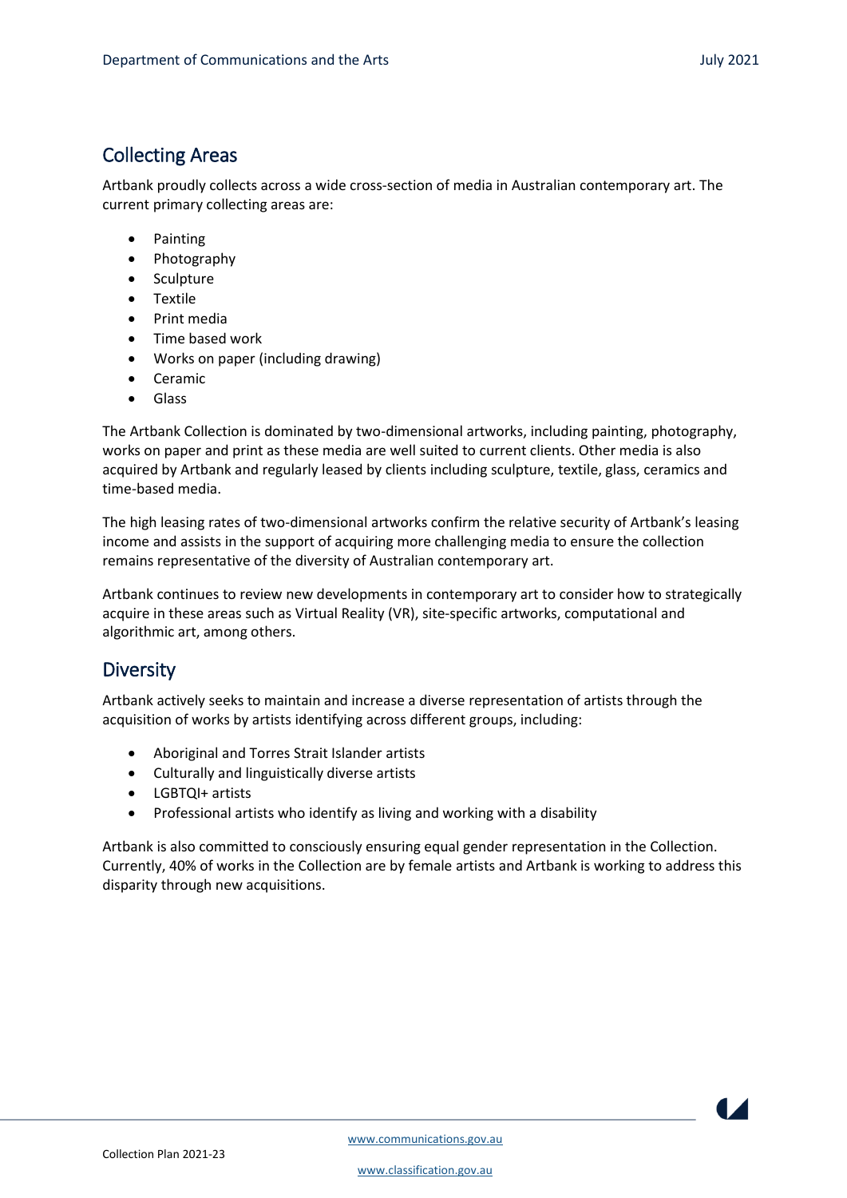## Collecting Areas

Artbank proudly collects across a wide cross-section of media in Australian contemporary art. The current primary collecting areas are:

- Painting
- Photography
- Sculpture
- Textile
- Print media
- Time based work
- Works on paper (including drawing)
- Ceramic
- Glass

The Artbank Collection is dominated by two-dimensional artworks, including painting, photography, works on paper and print as these media are well suited to current clients. Other media is also acquired by Artbank and regularly leased by clients including sculpture, textile, glass, ceramics and time-based media.

The high leasing rates of two-dimensional artworks confirm the relative security of Artbank's leasing income and assists in the support of acquiring more challenging media to ensure the collection remains representative of the diversity of Australian contemporary art.

Artbank continues to review new developments in contemporary art to consider how to strategically acquire in these areas such as Virtual Reality (VR), site-specific artworks, computational and algorithmic art, among others.

## Diversity

Artbank actively seeks to maintain and increase a diverse representation of artists through the acquisition of works by artists identifying across different groups, including:

- Aboriginal and Torres Strait Islander artists
- Culturally and linguistically diverse artists
- LGBTQI+ artists
- Professional artists who identify as living and working with a disability

Artbank is also committed to consciously ensuring equal gender representation in the Collection. Currently, 40% of works in the Collection are by female artists and Artbank is working to address this disparity through new acquisitions.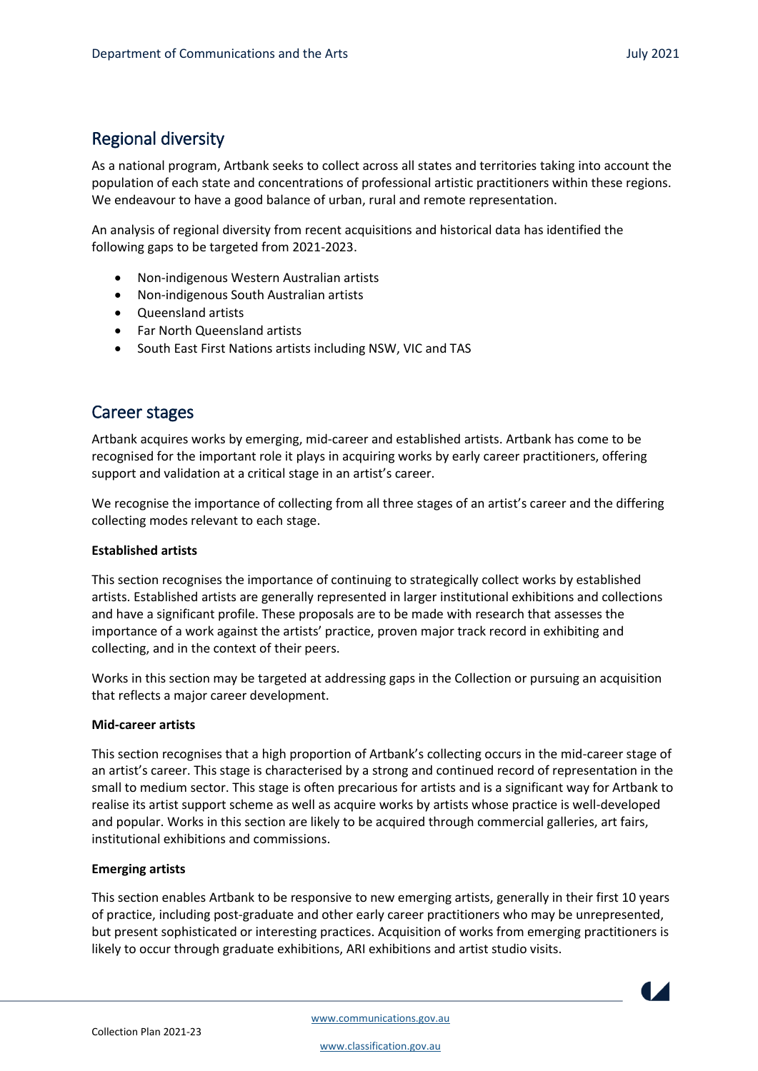## Regional diversity

As a national program, Artbank seeks to collect across all states and territories taking into account the population of each state and concentrations of professional artistic practitioners within these regions. We endeavour to have a good balance of urban, rural and remote representation.

An analysis of regional diversity from recent acquisitions and historical data has identified the following gaps to be targeted from 2021-2023.

- Non-indigenous Western Australian artists
- Non-indigenous South Australian artists
- Queensland artists
- Far North Queensland artists
- South East First Nations artists including NSW, VIC and TAS

## Career stages

Artbank acquires works by emerging, mid-career and established artists. Artbank has come to be recognised for the important role it plays in acquiring works by early career practitioners, offering support and validation at a critical stage in an artist's career.

We recognise the importance of collecting from all three stages of an artist's career and the differing collecting modes relevant to each stage.

**Established artists**

This section recognises the importance of continuing to strategically collect works by established artists. Established artists are generally represented in larger institutional exhibitions and collections and have a significant profile. These proposals are to be made with research that assesses the importance of a work against the artists' practice, proven major track record in exhibiting and collecting, and in the context of their peers.

Works in this section may be targeted at addressing gaps in the Collection or pursuing an acquisition that reflects a major career development.

**Mid-career artists**

This section recognises that a high proportion of Artbank's collecting occurs in the mid-career stage of an artist's career. This stage is characterised by a strong and continued record of representation in the small to medium sector. This stage is often precarious for artists and is a significant way for Artbank to realise its artist support scheme as well as acquire works by artists whose practice is well-developed and popular. Works in this section are likely to be acquired through commercial galleries, art fairs, institutional exhibitions and commissions.

**Emerging artists**

This section enables Artbank to be responsive to new emerging artists, generally in their first 10 years of practice, including post-graduate and other early career practitioners who may be unrepresented, but present sophisticated or interesting practices. Acquisition of works from emerging practitioners is likely to occur through graduate exhibitions, ARI exhibitions and artist studio visits.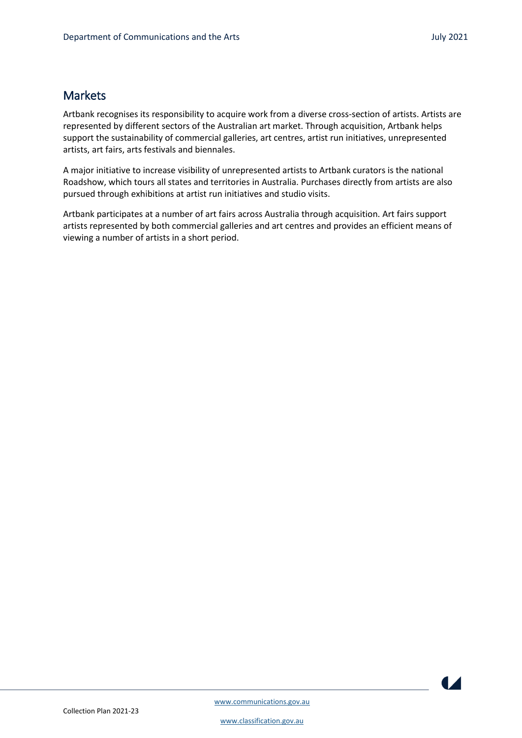## Markets

Artbank recognises its responsibility to acquire work from a diverse cross-section of artists. Artists are represented by different sectors of the Australian art market. Through acquisition, Artbank helps support the sustainability of commercial galleries, art centres, artist run initiatives, unrepresented artists, art fairs, arts festivals and biennales.

A major initiative to increase visibility of unrepresented artists to Artbank curators is the national Roadshow, which tours all states and territories in Australia. Purchases directly from artists are also pursued through exhibitions at artist run initiatives and studio visits.

Artbank participates at a number of art fairs across Australia through acquisition. Art fairs support artists represented by both commercial galleries and art centres and provides an efficient means of viewing a number of artists in a short period.